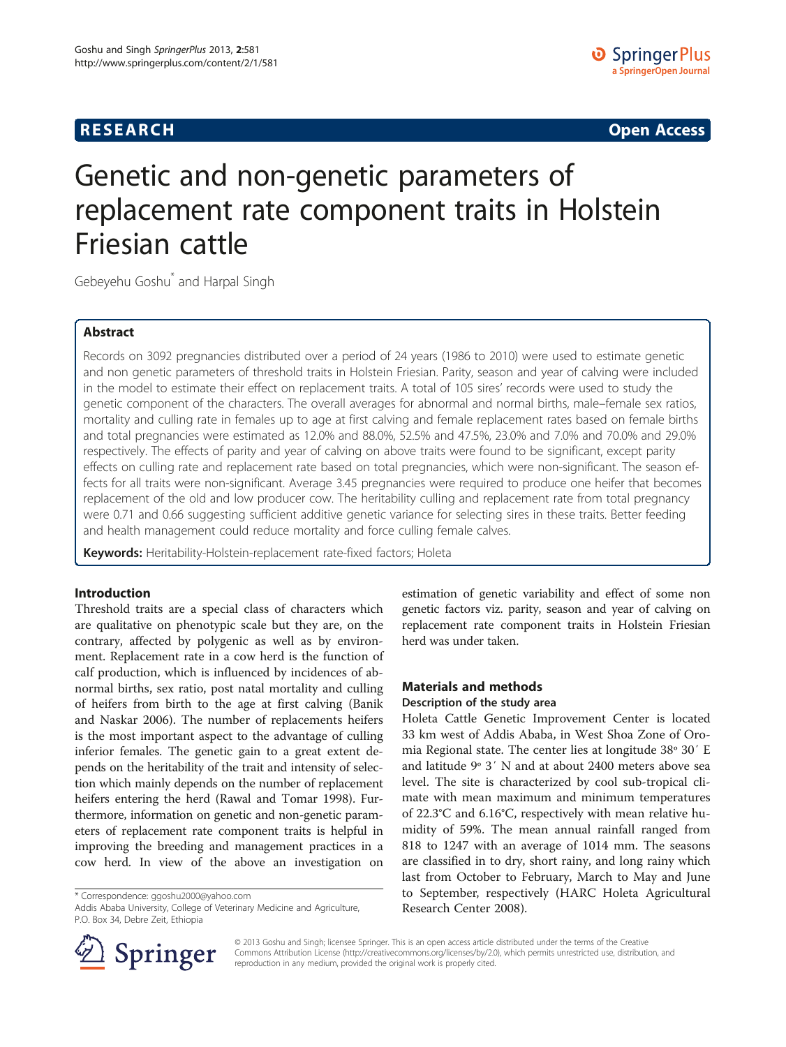**RESEARCH** **Open Access**

# Genetic and non-genetic parameters of replacement rate component traits in Holstein Friesian cattle

Gebeyehu Goshu* and Harpal Singh

## Abstract

Records on 3092 pregnancies distributed over a period of 24 years (1986 to 2010) were used to estimate genetic and non genetic parameters of threshold traits in Holstein Friesian. Parity, season and year of calving were included in the model to estimate their effect on replacement traits. A total of 105 sires' records were used to study the genetic component of the characters. The overall averages for abnormal and normal births, male–female sex ratios, mortality and culling rate in females up to age at first calving and female replacement rates based on female births and total pregnancies were estimated as 12.0% and 88.0%, 52.5% and 47.5%, 23.0% and 7.0% and 70.0% and 29.0% respectively. The effects of parity and year of calving on above traits were found to be significant, except parity effects on culling rate and replacement rate based on total pregnancies, which were non-significant. The season effects for all traits were non-significant. Average 3.45 pregnancies were required to produce one heifer that becomes replacement of the old and low producer cow. The heritability culling and replacement rate from total pregnancy were 0.71 and 0.66 suggesting sufficient additive genetic variance for selecting sires in these traits. Better feeding and health management could reduce mortality and force culling female calves.

**Keywords:** Heritability-Holstein-replacement rate-fixed factors; Holeta

## Introduction

Threshold traits are a special class of characters which are qualitative on phenotypic scale but they are, on the contrary, affected by polygenic as well as by environment. Replacement rate in a cow herd is the function of calf production, which is influenced by incidences of abnormal births, sex ratio, post natal mortality and culling of heifers from birth to the age at first calving (Banik and Naskar 2006). The number of replacements heifers is the most important aspect to the advantage of culling inferior females. The genetic gain to a great extent depends on the heritability of the trait and intensity of selection which mainly depends on the number of replacement heifers entering the herd (Rawal and Tomar 1998). Furthermore, information on genetic and non-genetic parameters of replacement rate component traits is helpful in improving the breeding and management practices in a cow herd. In view of the above an investigation on estimation of genetic variability and effect of some non genetic factors viz. parity, season and year of calving on replacement rate component traits in Holstein Friesian herd was under taken.

## Materials and methods

### Description of the study area

Holeta Cattle Genetic Improvement Center is located 33 km west of Addis Ababa, in West Shoa Zone of Oromia Regional state. The center lies at longitude 38° 30′ E and latitude 9° 3′ N and at about 2400 meters above sea level. The site is characterized by cool sub-tropical climate with mean maximum and minimum temperatures of 22.3°C and 6.16°C, respectively with mean relative humidity of 59%. The mean annual rainfall ranged from 818 to 1247 with an average of 1014 mm. The seasons are classified in to dry, short rainy, and long rainy which last from October to February, March to May and June to September, respectively (HARC Holeta Agricultural Research Center 2008).

\* Correspondence: ggoshu2000@yahoo.com
Addis Ababa University, College of Veterinary Medicine and Agriculture, P.O. Box 34, Debre Zeit, Ethiopia

© 2013 Goshu and Singh; licensee Springer. This is an open access article distributed under the terms of the Creative Commons Attribution License (http://creativecommons.org/licenses/by/2.0), which permits unrestricted use, distribution, and reproduction in any medium, provided the original work is properly cited.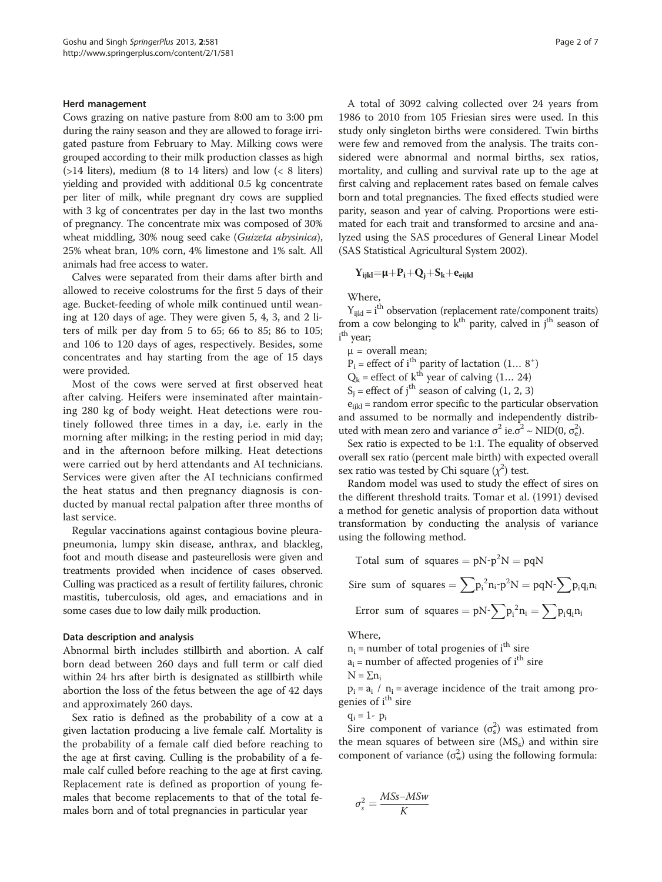### Herd management

Cows grazing on native pasture from 8:00 am to 3:00 pm during the rainy season and they are allowed to forage irrigated pasture from February to May. Milking cows were grouped according to their milk production classes as high (>14 liters), medium (8 to 14 liters) and low (< 8 liters) yielding and provided with additional 0.5 kg concentrate per liter of milk, while pregnant dry cows are supplied with 3 kg of concentrates per day in the last two months of pregnancy. The concentrate mix was composed of 30% wheat middling, 30% noug seed cake (*Guizeta abysinica*), 25% wheat bran, 10% corn, 4% limestone and 1% salt. All animals had free access to water.

Calves were separated from their dams after birth and allowed to receive colostrums for the first 5 days of their age. Bucket-feeding of whole milk continued until weaning at 120 days of age. They were given 5, 4, 3, and 2 liters of milk per day from 5 to 65; 66 to 85; 86 to 105; and 106 to 120 days of ages, respectively. Besides, some concentrates and hay starting from the age of 15 days were provided.

Most of the cows were served at first observed heat after calving. Heifers were inseminated after maintaining 280 kg of body weight. Heat detections were routinely followed three times in a day, i.e. early in the morning after milking; in the resting period in mid day; and in the afternoon before milking. Heat detections were carried out by herd attendants and AI technicians. Services were given after the AI technicians confirmed the heat status and then pregnancy diagnosis is conducted by manual rectal palpation after three months of last service.

Regular vaccinations against contagious bovine pleurapneumonia, lumpy skin disease, anthrax, and blackleg, foot and mouth disease and pasteurellosis were given and treatments provided when incidence of cases observed. Culling was practiced as a result of fertility failures, chronic mastitis, tuberculosis, old ages, and emaciations and in some cases due to low daily milk production.

### Data description and analysis

Abnormal birth includes stillbirth and abortion. A calf born dead between 260 days and full term or calf died within 24 hrs after birth is designated as stillbirth while abortion the loss of the fetus between the age of 42 days and approximately 260 days.

Sex ratio is defined as the probability of a cow at a given lactation producing a live female calf. Mortality is the probability of a female calf died before reaching to the age at first caving. Culling is the probability of a female calf culled before reaching to the age at first caving. Replacement rate is defined as proportion of young females that become replacements to that of the total females born and of total pregnancies in particular year

A total of 3092 calving collected over 24 years from 1986 to 2010 from 105 Friesian sires were used. In this study only singleton births were considered. Twin births were few and removed from the analysis. The traits considered were abnormal and normal births, sex ratios, mortality, and culling and survival rate up to the age at first calving and replacement rates based on female calves born and total pregnancies. The fixed effects studied were parity, season and year of calving. Proportions were estimated for each trait and transformed to arcsine and analyzed using the SAS procedures of General Linear Model (SAS Statistical Agricultural System 2002).

$$Y_{ijkl} = \mu + P_i + Q_j + S_k + e_{eijkl}$$

Where,

$Y_{ijkl}$ = $i^{th}$ observation (replacement rate/component traits) from a cow belonging to $k^{th}$ parity, calved in $j^{th}$ season of $i^{th}$ year;

$\mu$ = overall mean;

$P_i$ = effect of $i^{th}$ parity of lactation (1… $8^+$)

$Q_k$ = effect of $k^{th}$ year of calving (1… 24)

$S_j$ = effect of $j^{th}$ season of calving (1, 2, 3)

$e_{ijkl}$ = random error specific to the particular observation and assumed to be normally and independently distributed with mean zero and variance $\sigma^2$ ie.$\sigma^2 \sim NID(0, \sigma_e^2)$.

Sex ratio is expected to be 1:1. The equality of observed overall sex ratio (percent male birth) with expected overall sex ratio was tested by Chi square ($\chi^2$) test.

Random model was used to study the effect of sires on the different threshold traits. Tomar et al. (1991) devised a method for genetic analysis of proportion data without transformation by conducting the analysis of variance using the following method.

$$\text{Total sum of squares} = pN - p^2N = pqN$$

$$\text{Sire sum of squares} = \sum p_i^2 n_i - p^2 N = pqN - \sum p_i q_i n_i$$

$$\text{Error sum of squares} = pN - \sum p_i^2 n_i = \sum p_i q_i n_i$$

Where,

$n_i$ = number of total progenies of $i^{th}$ sire

$a_i$ = number of affected progenies of $i^{th}$ sire

$N = \sum n_i$

$p_i = a_i \ / \ n_i$ = average incidence of the trait among progenies of $i^{th}$ sire

$q_i = 1 - p_i$

Sire component of variance ($\sigma_s^2$) was estimated from the mean squares of between sire ($MS_s$) and within sire component of variance ($\sigma_w^2$) using the following formula:

$$\sigma_s^2 = \frac{MSs - MSw}{K}$$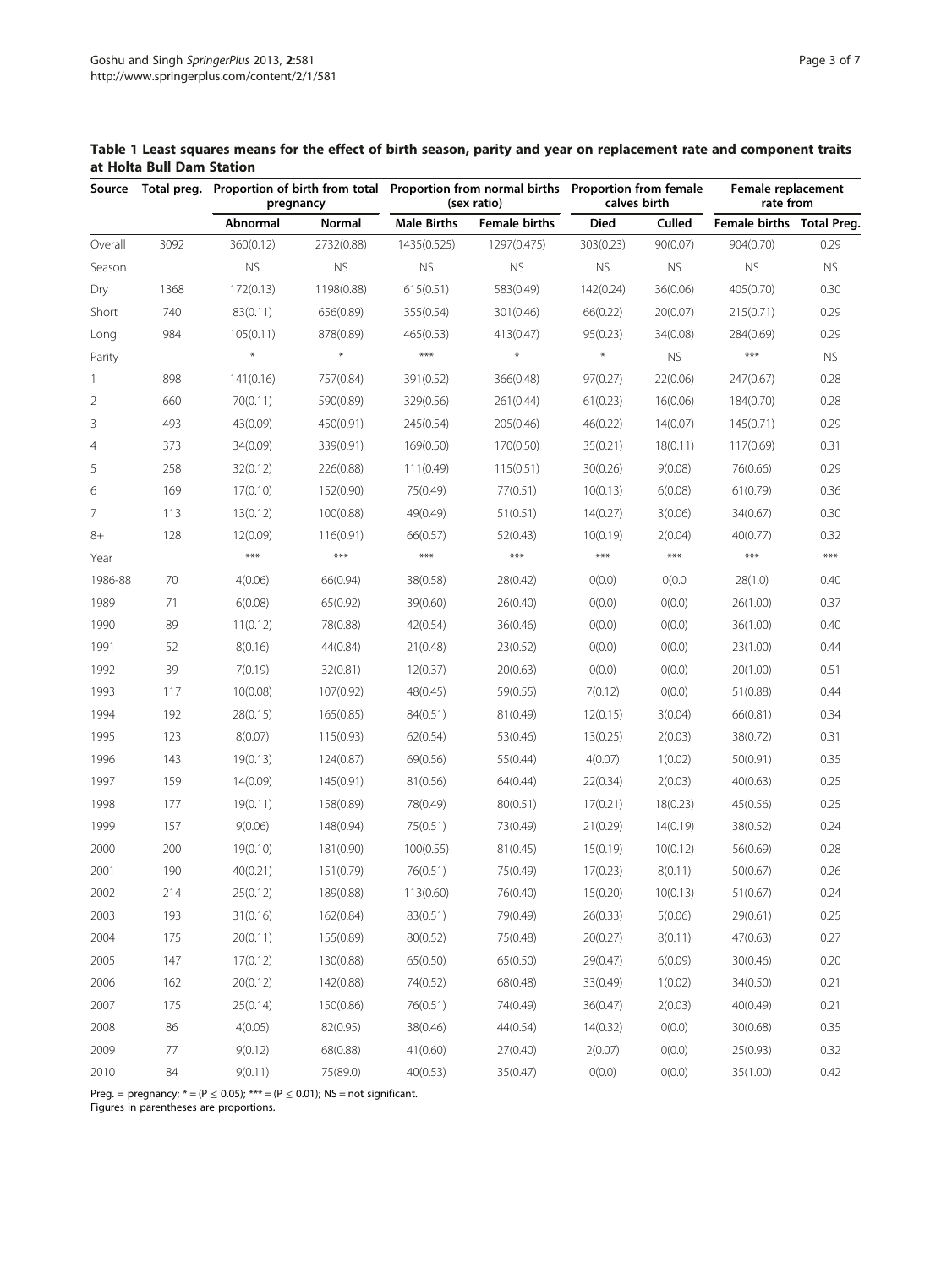**Table 1 Least squares means for the effect of birth season, parity and year on replacement rate and component traits at Holta Bull Dam Station**

| Source | Total preg. | Proportion of birth from total pregnancy | | Proportion from normal births (sex ratio) | | Proportion from female calves birth | | Female replacement rate from | |
|---|---|---|---|---|---|---|---|---|---|
| | | Abnormal | Normal | Male Births | Female births | Died | Culled | Female births | Total Preg. |
| Overall | 3092 | 360(0.12) | 2732(0.88) | 1435(0.525) | 1297(0.475) | 303(0.23) | 90(0.07) | 904(0.70) | 0.29 |
| Season | | NS | NS | NS | NS | NS | NS | NS | NS |
| Dry | 1368 | 172(0.13) | 1198(0.88) | 615(0.51) | 583(0.49) | 142(0.24) | 36(0.06) | 405(0.70) | 0.30 |
| Short | 740 | 83(0.11) | 656(0.89) | 355(0.54) | 301(0.46) | 66(0.22) | 20(0.07) | 215(0.71) | 0.29 |
| Long | 984 | 105(0.11) | 878(0.89) | 465(0.53) | 413(0.47) | 95(0.23) | 34(0.08) | 284(0.69) | 0.29 |
| Parity | | * | * | *** | * | * | NS | *** | NS |
| 1 | 898 | 141(0.16) | 757(0.84) | 391(0.52) | 366(0.48) | 97(0.27) | 22(0.06) | 247(0.67) | 0.28 |
| 2 | 660 | 70(0.11) | 590(0.89) | 329(0.56) | 261(0.44) | 61(0.23) | 16(0.06) | 184(0.70) | 0.28 |
| 3 | 493 | 43(0.09) | 450(0.91) | 245(0.54) | 205(0.46) | 46(0.22) | 14(0.07) | 145(0.71) | 0.29 |
| 4 | 373 | 34(0.09) | 339(0.91) | 169(0.50) | 170(0.50) | 35(0.21) | 18(0.11) | 117(0.69) | 0.31 |
| 5 | 258 | 32(0.12) | 226(0.88) | 111(0.49) | 115(0.51) | 30(0.26) | 9(0.08) | 76(0.66) | 0.29 |
| 6 | 169 | 17(0.10) | 152(0.90) | 75(0.49) | 77(0.51) | 10(0.13) | 6(0.08) | 61(0.79) | 0.36 |
| 7 | 113 | 13(0.12) | 100(0.88) | 49(0.49) | 51(0.51) | 14(0.27) | 3(0.06) | 34(0.67) | 0.30 |
| 8+ | 128 | 12(0.09) | 116(0.91) | 66(0.57) | 52(0.43) | 10(0.19) | 2(0.04) | 40(0.77) | 0.32 |
| Year | | *** | *** | *** | *** | *** | *** | *** | *** |
| 1986-88 | 70 | 4(0.06) | 66(0.94) | 38(0.58) | 28(0.42) | 0(0.0) | 0(0.0 | 28(1.0) | 0.40 |
| 1989 | 71 | 6(0.08) | 65(0.92) | 39(0.60) | 26(0.40) | 0(0.0) | 0(0.0) | 26(1.00) | 0.37 |
| 1990 | 89 | 11(0.12) | 78(0.88) | 42(0.54) | 36(0.46) | 0(0.0) | 0(0.0) | 36(1.00) | 0.40 |
| 1991 | 52 | 8(0.16) | 44(0.84) | 21(0.48) | 23(0.52) | 0(0.0) | 0(0.0) | 23(1.00) | 0.44 |
| 1992 | 39 | 7(0.19) | 32(0.81) | 12(0.37) | 20(0.63) | 0(0.0) | 0(0.0) | 20(1.00) | 0.51 |
| 1993 | 117 | 10(0.08) | 107(0.92) | 48(0.45) | 59(0.55) | 7(0.12) | 0(0.0) | 51(0.88) | 0.44 |
| 1994 | 192 | 28(0.15) | 165(0.85) | 84(0.51) | 81(0.49) | 12(0.15) | 3(0.04) | 66(0.81) | 0.34 |
| 1995 | 123 | 8(0.07) | 115(0.93) | 62(0.54) | 53(0.46) | 13(0.25) | 2(0.03) | 38(0.72) | 0.31 |
| 1996 | 143 | 19(0.13) | 124(0.87) | 69(0.56) | 55(0.44) | 4(0.07) | 1(0.02) | 50(0.91) | 0.35 |
| 1997 | 159 | 14(0.09) | 145(0.91) | 81(0.56) | 64(0.44) | 22(0.34) | 2(0.03) | 40(0.63) | 0.25 |
| 1998 | 177 | 19(0.11) | 158(0.89) | 78(0.49) | 80(0.51) | 17(0.21) | 18(0.23) | 45(0.56) | 0.25 |
| 1999 | 157 | 9(0.06) | 148(0.94) | 75(0.51) | 73(0.49) | 21(0.29) | 14(0.19) | 38(0.52) | 0.24 |
| 2000 | 200 | 19(0.10) | 181(0.90) | 100(0.55) | 81(0.45) | 15(0.19) | 10(0.12) | 56(0.69) | 0.28 |
| 2001 | 190 | 40(0.21) | 151(0.79) | 76(0.51) | 75(0.49) | 17(0.23) | 8(0.11) | 50(0.67) | 0.26 |
| 2002 | 214 | 25(0.12) | 189(0.88) | 113(0.60) | 76(0.40) | 15(0.20) | 10(0.13) | 51(0.67) | 0.24 |
| 2003 | 193 | 31(0.16) | 162(0.84) | 83(0.51) | 79(0.49) | 26(0.33) | 5(0.06) | 29(0.61) | 0.25 |
| 2004 | 175 | 20(0.11) | 155(0.89) | 80(0.52) | 75(0.48) | 20(0.27) | 8(0.11) | 47(0.63) | 0.27 |
| 2005 | 147 | 17(0.12) | 130(0.88) | 65(0.50) | 65(0.50) | 29(0.47) | 6(0.09) | 30(0.46) | 0.20 |
| 2006 | 162 | 20(0.12) | 142(0.88) | 74(0.52) | 68(0.48) | 33(0.49) | 1(0.02) | 34(0.50) | 0.21 |
| 2007 | 175 | 25(0.14) | 150(0.86) | 76(0.51) | 74(0.49) | 36(0.47) | 2(0.03) | 40(0.49) | 0.21 |
| 2008 | 86 | 4(0.05) | 82(0.95) | 38(0.46) | 44(0.54) | 14(0.32) | 0(0.0) | 30(0.68) | 0.35 |
| 2009 | 77 | 9(0.12) | 68(0.88) | 41(0.60) | 27(0.40) | 2(0.07) | 0(0.0) | 25(0.93) | 0.32 |
| 2010 | 84 | 9(0.11) | 75(89.0) | 40(0.53) | 35(0.47) | 0(0.0) | 0(0.0) | 35(1.00) | 0.42 |

Preg. = pregnancy; * = ($P \leq 0.05$); *** = ($P \leq 0.01$); NS = not significant.
Figures in parentheses are proportions.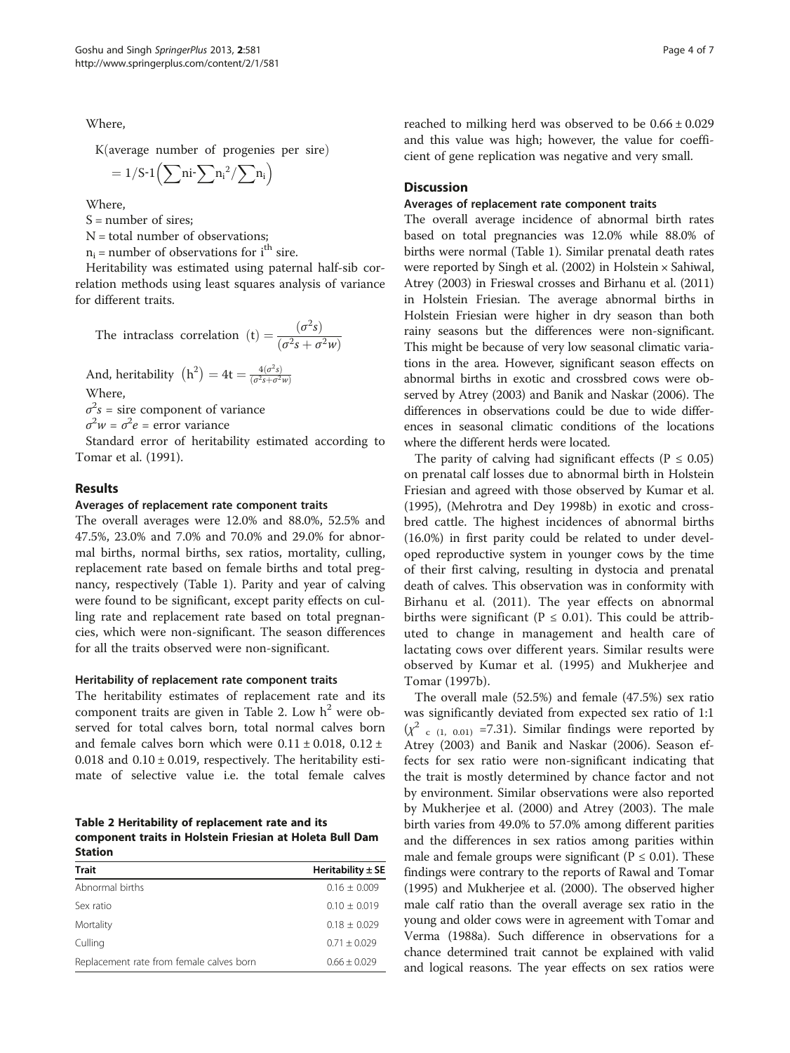Where,

$$K(\text{average number of progenies per sire}) = 1/S\text{-}1\left(\sum ni\text{-}\sum n_i^2/\sum n_i\right)$$

Where,

S = number of sires;

N = total number of observations;

$n_i$ = number of observations for $i^{th}$ sire.

Heritability was estimated using paternal half-sib correlation methods using least squares analysis of variance for different traits.

$$\text{The intraclass correlation (t)} = \frac{(\sigma^2 s)}{(\sigma^2 s + \sigma^2 w)}$$

$$\text{And, heritability } \left(h^2\right) = 4t = \frac{4(\sigma^2 s)}{(\sigma^2 s + \sigma^2 w)}$$

Where,

$\sigma^2 s$ = sire component of variance

$\sigma^2 w = \sigma^2 e$ = error variance

Standard error of heritability estimated according to Tomar et al. (1991).

## Results

### Averages of replacement rate component traits

The overall averages were 12.0% and 88.0%, 52.5% and 47.5%, 23.0% and 7.0% and 70.0% and 29.0% for abnormal births, normal births, sex ratios, mortality, culling, replacement rate based on female births and total pregnancy, respectively (Table 1). Parity and year of calving were found to be significant, except parity effects on culling rate and replacement rate based on total pregnancies, which were non-significant. The season differences for all the traits observed were non-significant.

### Heritability of replacement rate component traits

The heritability estimates of replacement rate and its component traits are given in Table 2. Low $h^2$ were observed for total calves born, total normal calves born and female calves born which were 0.11 ± 0.018, 0.12 ± 0.018 and 0.10 ± 0.019, respectively. The heritability estimate of selective value i.e. the total female calves reached to milking herd was observed to be 0.66 ± 0.029 and this value was high; however, the value for coefficient of gene replication was negative and very small.

**Table 2 Heritability of replacement rate and its component traits in Holstein Friesian at Holeta Bull Dam Station**

| Trait | Heritability ± SE |
|---|---|
| Abnormal births | 0.16 ± 0.009 |
| Sex ratio | 0.10 ± 0.019 |
| Mortality | 0.18 ± 0.029 |
| Culling | 0.71 ± 0.029 |
| Replacement rate from female calves born | 0.66 ± 0.029 |

## Discussion

### Averages of replacement rate component traits

The overall average incidence of abnormal birth rates based on total pregnancies was 12.0% while 88.0% of births were normal (Table 1). Similar prenatal death rates were reported by Singh et al. (2002) in Holstein × Sahiwal, Atrey (2003) in Frieswal crosses and Birhanu et al. (2011) in Holstein Friesian. The average abnormal births in Holstein Friesian were higher in dry season than both rainy seasons but the differences were non-significant. This might be because of very low seasonal climatic variations in the area. However, significant season effects on abnormal births in exotic and crossbred cows were observed by Atrey (2003) and Banik and Naskar (2006). The differences in observations could be due to wide differences in seasonal climatic conditions of the locations where the different herds were located.

The parity of calving had significant effects ($P \leq 0.05$) on prenatal calf losses due to abnormal birth in Holstein Friesian and agreed with those observed by Kumar et al. (1995), (Mehrotra and Dey 1998b) in exotic and crossbred cattle. The highest incidences of abnormal births (16.0%) in first parity could be related to under developed reproductive system in younger cows by the time of their first calving, resulting in dystocia and prenatal death of calves. This observation was in conformity with Birhanu et al. (2011). The year effects on abnormal births were significant ($P \leq 0.01$). This could be attributed to change in management and health care of lactating cows over different years. Similar results were observed by Kumar et al. (1995) and Mukherjee and Tomar (1997b).

The overall male (52.5%) and female (47.5%) sex ratio was significantly deviated from expected sex ratio of 1:1 ($\chi^2_{c\ (1,\ 0.01)}$ =7.31). Similar findings were reported by Atrey (2003) and Banik and Naskar (2006). Season effects for sex ratio were non-significant indicating that the trait is mostly determined by chance factor and not by environment. Similar observations were also reported by Mukherjee et al. (2000) and Atrey (2003). The male birth varies from 49.0% to 57.0% among different parities and the differences in sex ratios among parities within male and female groups were significant ($P \leq 0.01$). These findings were contrary to the reports of Rawal and Tomar (1995) and Mukherjee et al. (2000). The observed higher male calf ratio than the overall average sex ratio in the young and older cows were in agreement with Tomar and Verma (1988a). Such difference in observations for a chance determined trait cannot be explained with valid and logical reasons. The year effects on sex ratios were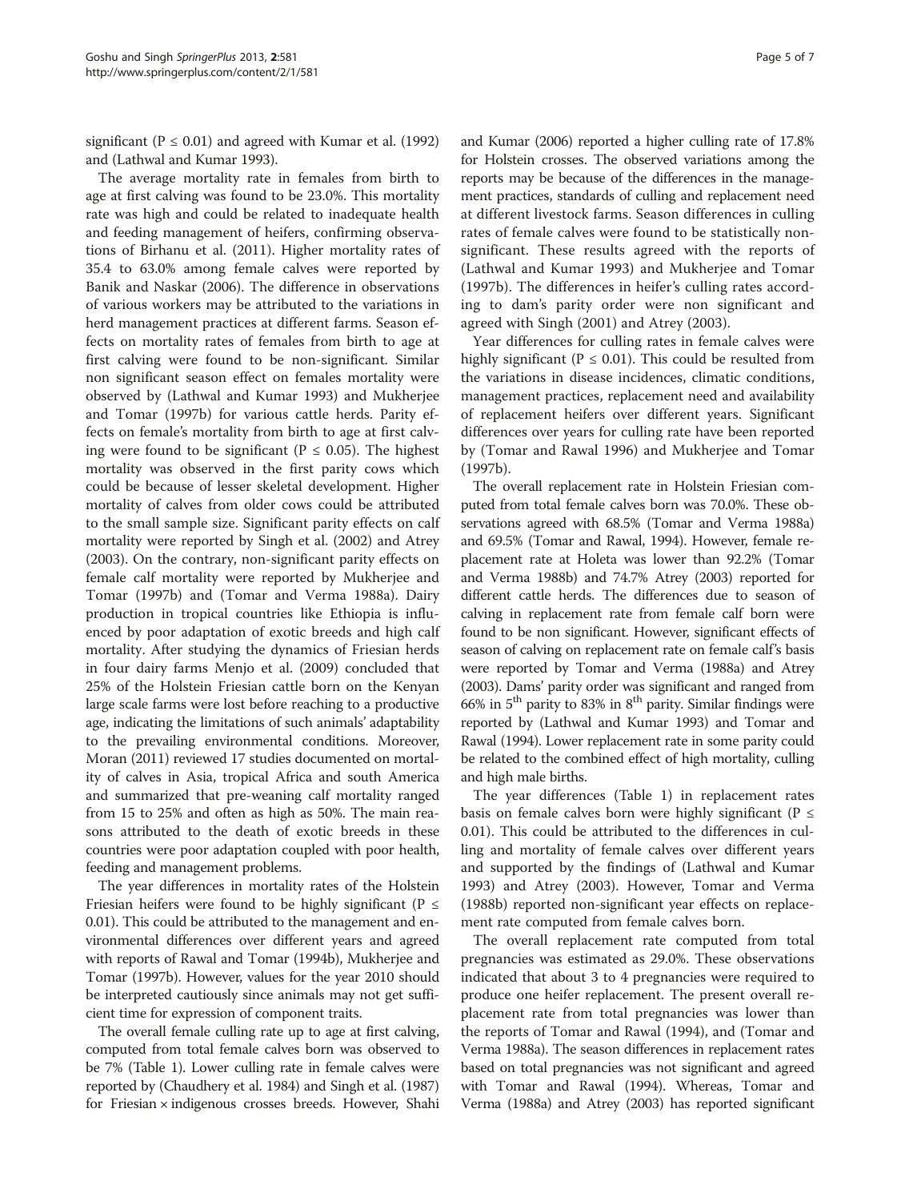significant ($P \leq 0.01$) and agreed with Kumar et al. (1992) and (Lathwal and Kumar 1993).

The average mortality rate in females from birth to age at first calving was found to be 23.0%. This mortality rate was high and could be related to inadequate health and feeding management of heifers, confirming observations of Birhanu et al. (2011). Higher mortality rates of 35.4 to 63.0% among female calves were reported by Banik and Naskar (2006). The difference in observations of various workers may be attributed to the variations in herd management practices at different farms. Season effects on mortality rates of females from birth to age at first calving were found to be non-significant. Similar non significant season effect on females mortality were observed by (Lathwal and Kumar 1993) and Mukherjee and Tomar (1997b) for various cattle herds. Parity effects on female's mortality from birth to age at first calving were found to be significant ($P \leq 0.05$). The highest mortality was observed in the first parity cows which could be because of lesser skeletal development. Higher mortality of calves from older cows could be attributed to the small sample size. Significant parity effects on calf mortality were reported by Singh et al. (2002) and Atrey (2003). On the contrary, non-significant parity effects on female calf mortality were reported by Mukherjee and Tomar (1997b) and (Tomar and Verma 1988a). Dairy production in tropical countries like Ethiopia is influenced by poor adaptation of exotic breeds and high calf mortality. After studying the dynamics of Friesian herds in four dairy farms Menjo et al. (2009) concluded that 25% of the Holstein Friesian cattle born on the Kenyan large scale farms were lost before reaching to a productive age, indicating the limitations of such animals' adaptability to the prevailing environmental conditions. Moreover, Moran (2011) reviewed 17 studies documented on mortality of calves in Asia, tropical Africa and south America and summarized that pre-weaning calf mortality ranged from 15 to 25% and often as high as 50%. The main reasons attributed to the death of exotic breeds in these countries were poor adaptation coupled with poor health, feeding and management problems.

The year differences in mortality rates of the Holstein Friesian heifers were found to be highly significant ($P \leq 0.01$). This could be attributed to the management and environmental differences over different years and agreed with reports of Rawal and Tomar (1994b), Mukherjee and Tomar (1997b). However, values for the year 2010 should be interpreted cautiously since animals may not get sufficient time for expression of component traits.

The overall female culling rate up to age at first calving, computed from total female calves born was observed to be 7% (Table 1). Lower culling rate in female calves were reported by (Chaudhery et al. 1984) and Singh et al. (1987) for Friesian × indigenous crosses breeds. However, Shahi and Kumar (2006) reported a higher culling rate of 17.8% for Holstein crosses. The observed variations among the reports may be because of the differences in the management practices, standards of culling and replacement need at different livestock farms. Season differences in culling rates of female calves were found to be statistically non-significant. These results agreed with the reports of (Lathwal and Kumar 1993) and Mukherjee and Tomar (1997b). The differences in heifer's culling rates according to dam's parity order were non significant and agreed with Singh (2001) and Atrey (2003).

Year differences for culling rates in female calves were highly significant ($P \leq 0.01$). This could be resulted from the variations in disease incidences, climatic conditions, management practices, replacement need and availability of replacement heifers over different years. Significant differences over years for culling rate have been reported by (Tomar and Rawal 1996) and Mukherjee and Tomar (1997b).

The overall replacement rate in Holstein Friesian computed from total female calves born was 70.0%. These observations agreed with 68.5% (Tomar and Verma 1988a) and 69.5% (Tomar and Rawal, 1994). However, female replacement rate at Holeta was lower than 92.2% (Tomar and Verma 1988b) and 74.7% Atrey (2003) reported for different cattle herds. The differences due to season of calving in replacement rate from female calf born were found to be non significant. However, significant effects of season of calving on replacement rate on female calf's basis were reported by Tomar and Verma (1988a) and Atrey (2003). Dams' parity order was significant and ranged from 66% in 5$^{th}$ parity to 83% in 8$^{th}$ parity. Similar findings were reported by (Lathwal and Kumar 1993) and Tomar and Rawal (1994). Lower replacement rate in some parity could be related to the combined effect of high mortality, culling and high male births.

The year differences (Table 1) in replacement rates basis on female calves born were highly significant ($P \leq 0.01$). This could be attributed to the differences in culling and mortality of female calves over different years and supported by the findings of (Lathwal and Kumar 1993) and Atrey (2003). However, Tomar and Verma (1988b) reported non-significant year effects on replacement rate computed from female calves born.

The overall replacement rate computed from total pregnancies was estimated as 29.0%. These observations indicated that about 3 to 4 pregnancies were required to produce one heifer replacement. The present overall replacement rate from total pregnancies was lower than the reports of Tomar and Rawal (1994), and (Tomar and Verma 1988a). The season differences in replacement rates based on total pregnancies was not significant and agreed with Tomar and Rawal (1994). Whereas, Tomar and Verma (1988a) and Atrey (2003) has reported significant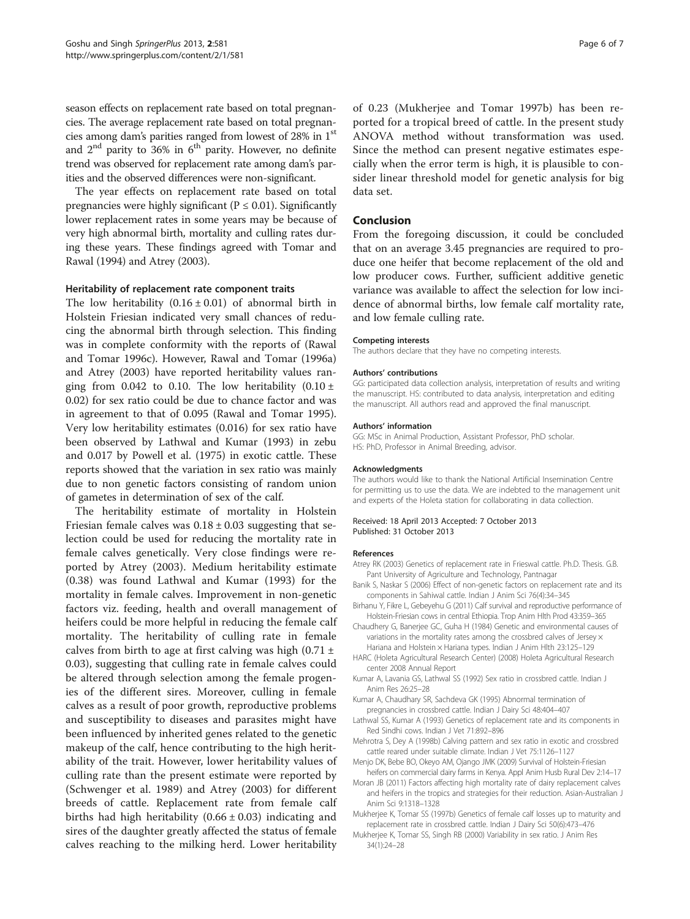season effects on replacement rate based on total pregnancies. The average replacement rate based on total pregnancies among dam's parities ranged from lowest of 28% in 1st and 2nd parity to 36% in 6th parity. However, no definite trend was observed for replacement rate among dam's parities and the observed differences were non-significant.

The year effects on replacement rate based on total pregnancies were highly significant ($P \leq 0.01$). Significantly lower replacement rates in some years may be because of very high abnormal birth, mortality and culling rates during these years. These findings agreed with Tomar and Rawal (1994) and Atrey (2003).

#### Heritability of replacement rate component traits

The low heritability ($0.16 \pm 0.01$) of abnormal birth in Holstein Friesian indicated very small chances of reducing the abnormal birth through selection. This finding was in complete conformity with the reports of (Rawal and Tomar 1996c). However, Rawal and Tomar (1996a) and Atrey (2003) have reported heritability values ranging from 0.042 to 0.10. The low heritability ($0.10 \pm 0.02$) for sex ratio could be due to chance factor and was in agreement to that of 0.095 (Rawal and Tomar 1995). Very low heritability estimates (0.016) for sex ratio have been observed by Lathwal and Kumar (1993) in zebu and 0.017 by Powell et al. (1975) in exotic cattle. These reports showed that the variation in sex ratio was mainly due to non genetic factors consisting of random union of gametes in determination of sex of the calf.

The heritability estimate of mortality in Holstein Friesian female calves was $0.18 \pm 0.03$ suggesting that selection could be used for reducing the mortality rate in female calves genetically. Very close findings were reported by Atrey (2003). Medium heritability estimate (0.38) was found Lathwal and Kumar (1993) for the mortality in female calves. Improvement in non-genetic factors viz. feeding, health and overall management of heifers could be more helpful in reducing the female calf mortality. The heritability of culling rate in female calves from birth to age at first calving was high ($0.71 \pm 0.03$), suggesting that culling rate in female calves could be altered through selection among the female progenies of the different sires. Moreover, culling in female calves as a result of poor growth, reproductive problems and susceptibility to diseases and parasites might have been influenced by inherited genes related to the genetic makeup of the calf, hence contributing to the high heritability of the trait. However, lower heritability values of culling rate than the present estimate were reported by (Schwenger et al. 1989) and Atrey (2003) for different breeds of cattle. Replacement rate from female calf births had high heritability ($0.66 \pm 0.03$) indicating and sires of the daughter greatly affected the status of female calves reaching to the milking herd. Lower heritability of 0.23 (Mukherjee and Tomar 1997b) has been reported for a tropical breed of cattle. In the present study ANOVA method without transformation was used. Since the method can present negative estimates especially when the error term is high, it is plausible to consider linear threshold model for genetic analysis for big data set.

## Conclusion

From the foregoing discussion, it could be concluded that on an average 3.45 pregnancies are required to produce one heifer that become replacement of the old and low producer cows. Further, sufficient additive genetic variance was available to affect the selection for low incidence of abnormal births, low female calf mortality rate, and low female culling rate.

#### Competing interests

The authors declare that they have no competing interests.

#### Authors' contributions

GG: participated data collection analysis, interpretation of results and writing the manuscript. HS: contributed to data analysis, interpretation and editing the manuscript. All authors read and approved the final manuscript.

#### Authors' information

GG: MSc in Animal Production, Assistant Professor, PhD scholar.
HS: PhD, Professor in Animal Breeding, advisor.

#### Acknowledgments

The authors would like to thank the National Artificial Insemination Centre for permitting us to use the data. We are indebted to the management unit and experts of the Holeta station for collaborating in data collection.

Received: 18 April 2013 Accepted: 7 October 2013
Published: 31 October 2013

#### References

Atrey RK (2003) Genetics of replacement rate in Frieswal cattle. Ph.D. Thesis. G.B. Pant University of Agriculture and Technology, Pantnagar

Banik S, Naskar S (2006) Effect of non-genetic factors on replacement rate and its components in Sahiwal cattle. Indian J Anim Sci 76(4):34–345

Birhanu Y, Fikre L, Gebeyehu G (2011) Calf survival and reproductive performance of Holstein-Friesian cows in central Ethiopia. Trop Anim Hlth Prod 43:359–365

Chaudhery G, Banerjee GC, Guha H (1984) Genetic and environmental causes of variations in the mortality rates among the crossbred calves of Jersey × Hariana and Holstein × Hariana types. Indian J Anim Hlth 23:125–129

HARC (Holeta Agricultural Research Center) (2008) Holeta Agricultural Research center 2008 Annual Report

Kumar A, Lavania GS, Lathwal SS (1992) Sex ratio in crossbred cattle. Indian J Anim Res 26:25–28

Kumar A, Chaudhary SR, Sachdeva GK (1995) Abnormal termination of pregnancies in crossbred cattle. Indian J Dairy Sci 48:404–407

Lathwal SS, Kumar A (1993) Genetics of replacement rate and its components in Red Sindhi cows. Indian J Vet 71:892–896

Mehrotra S, Dey A (1998b) Calving pattern and sex ratio in exotic and crossbred cattle reared under suitable climate. Indian J Vet 75:1126–1127

Menjo DK, Bebe BO, Okeyo AM, Ojango JMK (2009) Survival of Holstein-Friesian heifers on commercial dairy farms in Kenya. Appl Anim Husb Rural Dev 2:14–17

Moran JB (2011) Factors affecting high mortality rate of dairy replacement calves and heifers in the tropics and strategies for their reduction. Asian-Australian J Anim Sci 9:1318–1328

Mukherjee K, Tomar SS (1997b) Genetics of female calf losses up to maturity and replacement rate in crossbred cattle. Indian J Dairy Sci 50(6):473–476

Mukherjee K, Tomar SS, Singh RB (2000) Variability in sex ratio. J Anim Res 34(1):24–28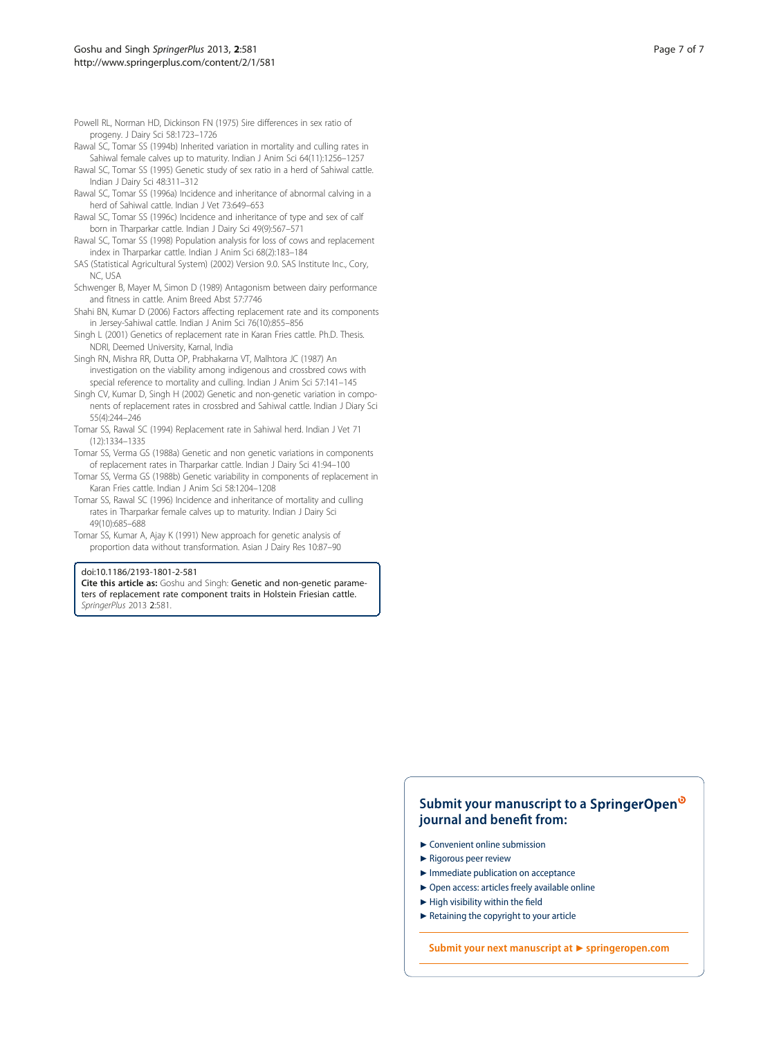Powell RL, Norman HD, Dickinson FN (1975) Sire differences in sex ratio of progeny. J Dairy Sci 58:1723–1726

Rawal SC, Tomar SS (1994b) Inherited variation in mortality and culling rates in Sahiwal female calves up to maturity. Indian J Anim Sci 64(11):1256–1257

Rawal SC, Tomar SS (1995) Genetic study of sex ratio in a herd of Sahiwal cattle. Indian J Dairy Sci 48:311–312

Rawal SC, Tomar SS (1996a) Incidence and inheritance of abnormal calving in a herd of Sahiwal cattle. Indian J Vet 73:649–653

Rawal SC, Tomar SS (1996c) Incidence and inheritance of type and sex of calf born in Tharparkar cattle. Indian J Dairy Sci 49(9):567–571

Rawal SC, Tomar SS (1998) Population analysis for loss of cows and replacement index in Tharparkar cattle. Indian J Anim Sci 68(2):183–184

SAS (Statistical Agricultural System) (2002) Version 9.0. SAS Institute Inc., Cory, NC, USA

Schwenger B, Mayer M, Simon D (1989) Antagonism between dairy performance and fitness in cattle. Anim Breed Abst 57:7746

Shahi BN, Kumar D (2006) Factors affecting replacement rate and its components in Jersey-Sahiwal cattle. Indian J Anim Sci 76(10):855–856

Singh L (2001) Genetics of replacement rate in Karan Fries cattle. Ph.D. Thesis. NDRI, Deemed University, Karnal, India

Singh RN, Mishra RR, Dutta OP, Prabhakarna VT, Malhtora JC (1987) An investigation on the viability among indigenous and crossbred cows with special reference to mortality and culling. Indian J Anim Sci 57:141–145

Singh CV, Kumar D, Singh H (2002) Genetic and non-genetic variation in components of replacement rates in crossbred and Sahiwal cattle. Indian J Diary Sci 55(4):244–246

Tomar SS, Rawal SC (1994) Replacement rate in Sahiwal herd. Indian J Vet 71 (12):1334–1335

Tomar SS, Verma GS (1988a) Genetic and non genetic variations in components of replacement rates in Tharparkar cattle. Indian J Dairy Sci 41:94–100

Tomar SS, Verma GS (1988b) Genetic variability in components of replacement in Karan Fries cattle. Indian J Anim Sci 58:1204–1208

Tomar SS, Rawal SC (1996) Incidence and inheritance of mortality and culling rates in Tharparkar female calves up to maturity. Indian J Dairy Sci 49(10):685–688

Tomar SS, Kumar A, Ajay K (1991) New approach for genetic analysis of proportion data without transformation. Asian J Dairy Res 10:87–90

doi:10.1186/2193-1801-2-581

**Cite this article as:** Goshu and Singh: Genetic and non-genetic parameters of replacement rate component traits in Holstein Friesian cattle. *SpringerPlus* 2013 **2**:581.